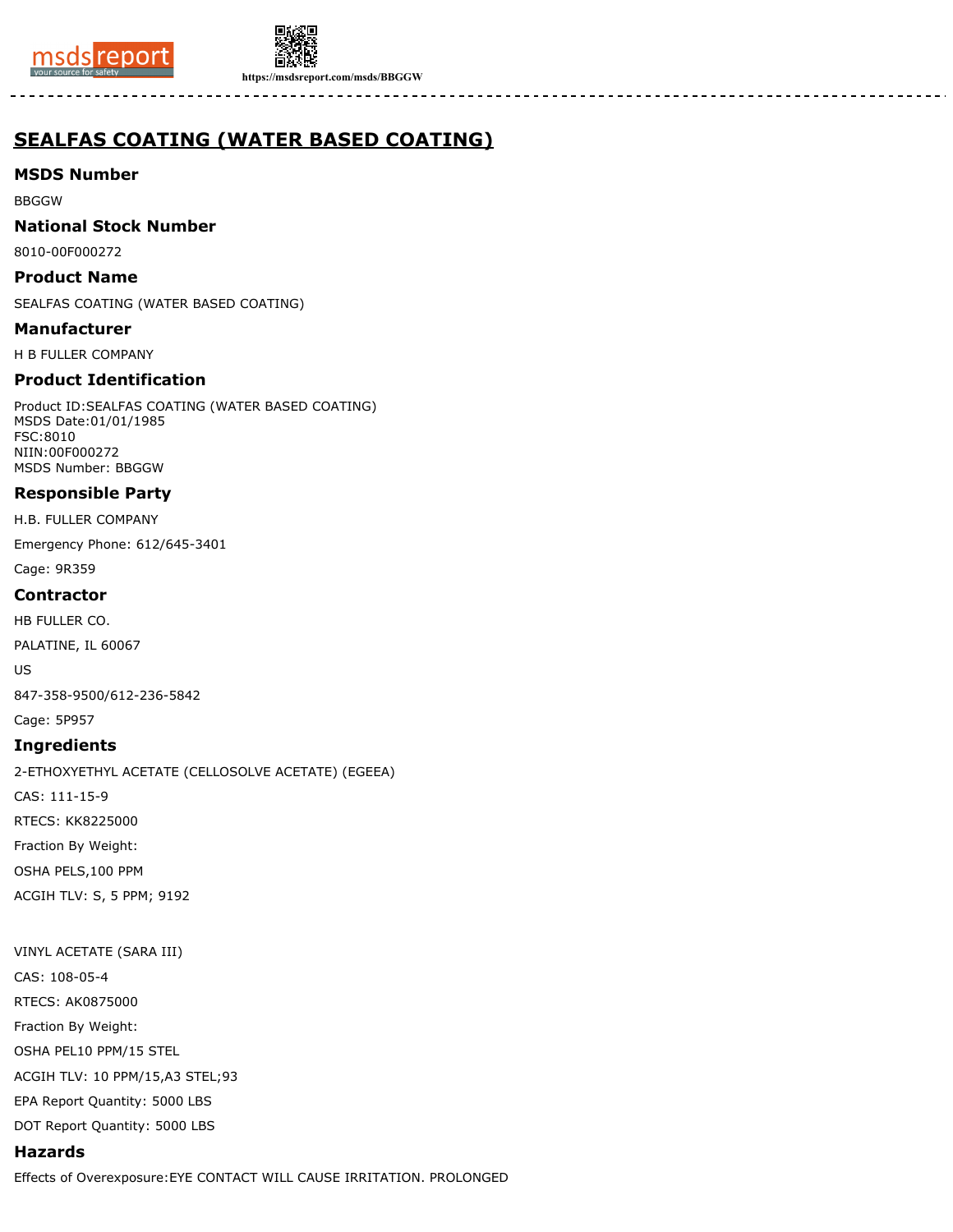# SEALFAS COATING (WATER BASED COATING)

## MSDS Number

BBGGW

## National Stock Number

8010-00F000272

## Product Name

SEALFAS COATING (WATER BASED COATING)

## Manufacturer

H B FULLER COMPANY

## Product Identification

Product ID:SEALFAS COATING (WATER BASED COATING)
MSDS Date:01/01/1985
FSC:8010
NIIN:00F000272
MSDS Number: BBGGW

## Responsible Party

H.B. FULLER COMPANY

Emergency Phone: 612/645-3401

Cage: 9R359

## Contractor

HB FULLER CO.

PALATINE, IL 60067

US

847-358-9500/612-236-5842

Cage: 5P957

## Ingredients

2-ETHOXYETHYL ACETATE (CELLOSOLVE ACETATE) (EGEEA)

CAS: 111-15-9

RTECS: KK8225000

Fraction By Weight:

OSHA PELS,100 PPM

ACGIH TLV: S, 5 PPM; 9192

VINYL ACETATE (SARA III)

CAS: 108-05-4

RTECS: AK0875000

Fraction By Weight:

OSHA PEL10 PPM/15 STEL

ACGIH TLV: 10 PPM/15,A3 STEL;93

EPA Report Quantity: 5000 LBS

DOT Report Quantity: 5000 LBS

## Hazards

Effects of Overexposure:EYE CONTACT WILL CAUSE IRRITATION. PROLONGED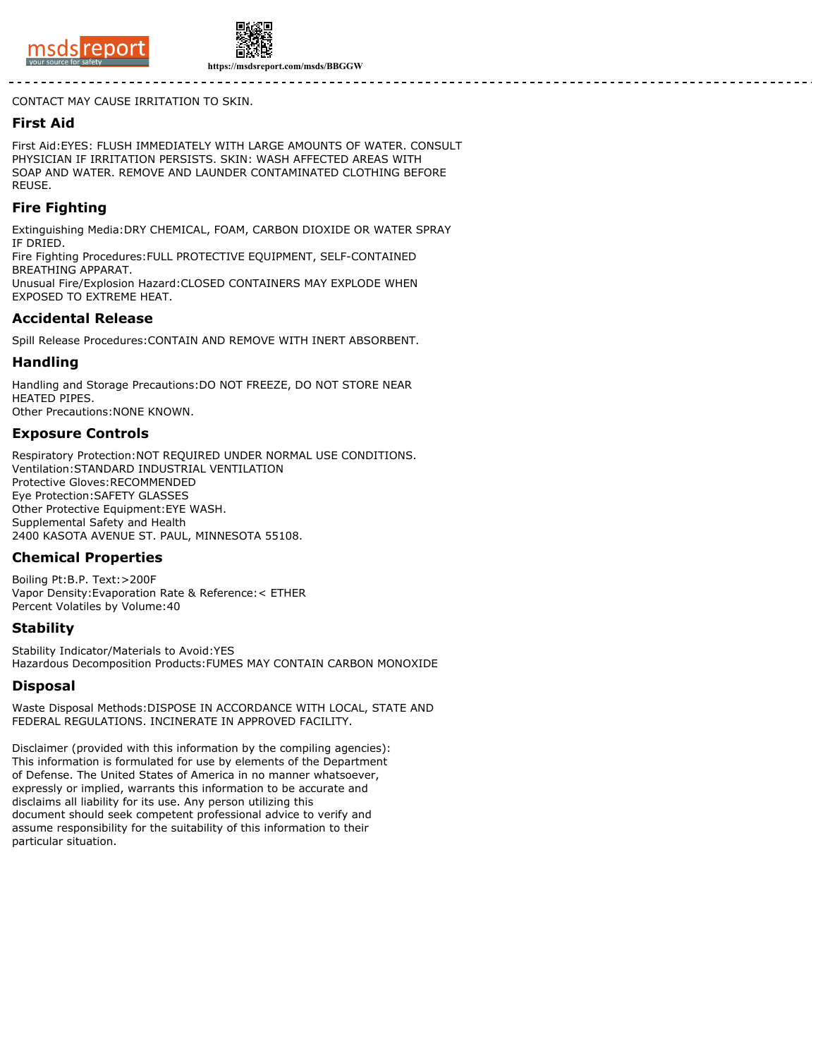CONTACT MAY CAUSE IRRITATION TO SKIN.

## First Aid

First Aid:EYES: FLUSH IMMEDIATELY WITH LARGE AMOUNTS OF WATER. CONSULT PHYSICIAN IF IRRITATION PERSISTS. SKIN: WASH AFFECTED AREAS WITH SOAP AND WATER. REMOVE AND LAUNDER CONTAMINATED CLOTHING BEFORE REUSE.

## Fire Fighting

Extinguishing Media:DRY CHEMICAL, FOAM, CARBON DIOXIDE OR WATER SPRAY IF DRIED.
Fire Fighting Procedures:FULL PROTECTIVE EQUIPMENT, SELF-CONTAINED BREATHING APPARAT.
Unusual Fire/Explosion Hazard:CLOSED CONTAINERS MAY EXPLODE WHEN EXPOSED TO EXTREME HEAT.

## Accidental Release

Spill Release Procedures:CONTAIN AND REMOVE WITH INERT ABSORBENT.

## Handling

Handling and Storage Precautions:DO NOT FREEZE, DO NOT STORE NEAR HEATED PIPES.
Other Precautions:NONE KNOWN.

## Exposure Controls

Respiratory Protection:NOT REQUIRED UNDER NORMAL USE CONDITIONS.
Ventilation:STANDARD INDUSTRIAL VENTILATION
Protective Gloves:RECOMMENDED
Eye Protection:SAFETY GLASSES
Other Protective Equipment:EYE WASH.
Supplemental Safety and Health
2400 KASOTA AVENUE ST. PAUL, MINNESOTA 55108.

## Chemical Properties

Boiling Pt:B.P. Text:>200F
Vapor Density:Evaporation Rate & Reference:< ETHER
Percent Volatiles by Volume:40

## Stability

Stability Indicator/Materials to Avoid:YES
Hazardous Decomposition Products:FUMES MAY CONTAIN CARBON MONOXIDE

## Disposal

Waste Disposal Methods:DISPOSE IN ACCORDANCE WITH LOCAL, STATE AND FEDERAL REGULATIONS. INCINERATE IN APPROVED FACILITY.

Disclaimer (provided with this information by the compiling agencies): This information is formulated for use by elements of the Department of Defense. The United States of America in no manner whatsoever, expressly or implied, warrants this information to be accurate and disclaims all liability for its use. Any person utilizing this document should seek competent professional advice to verify and assume responsibility for the suitability of this information to their particular situation.